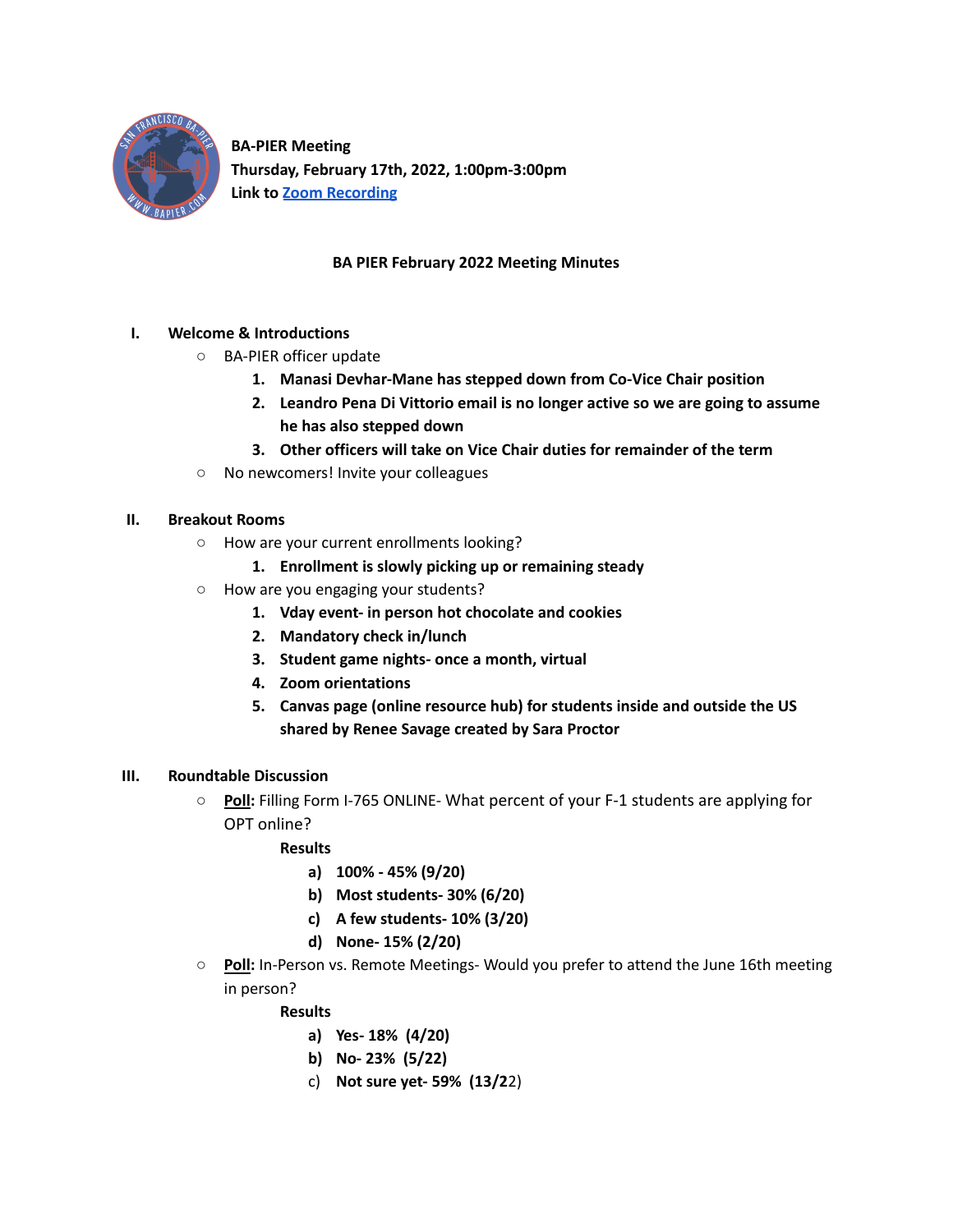**BA-PIER Meeting**
**Thursday, February 17th, 2022, 1:00pm-3:00pm**
**Link to [Zoom Recording]()**

## BA PIER February 2022 Meeting Minutes

### I. Welcome & Introductions

- BA-PIER officer update
  1. **Manasi Devhar-Mane has stepped down from Co-Vice Chair position**
  2. **Leandro Pena Di Vittorio email is no longer active so we are going to assume he has also stepped down**
  3. **Other officers will take on Vice Chair duties for remainder of the term**
- No newcomers! Invite your colleagues

### II. Breakout Rooms

- How are your current enrollments looking?
  1. **Enrollment is slowly picking up or remaining steady**
- How are you engaging your students?
  1. **Vday event- in person hot chocolate and cookies**
  2. **Mandatory check in/lunch**
  3. **Student game nights- once a month, virtual**
  4. **Zoom orientations**
  5. **Canvas page (online resource hub) for students inside and outside the US shared by Renee Savage created by Sara Proctor**

### III. Roundtable Discussion

- **Poll:** Filling Form I-765 ONLINE- What percent of your F-1 students are applying for OPT online?

  **Results**
  a) **100% - 45% (9/20)**
  b) **Most students- 30% (6/20)**
  c) **A few students- 10% (3/20)**
  d) **None- 15% (2/20)**

- **Poll:** In-Person vs. Remote Meetings- Would you prefer to attend the June 16th meeting in person?

  **Results**
  a) **Yes- 18% (4/20)**
  b) **No- 23% (5/22)**
  c) **Not sure yet- 59% (13/22)**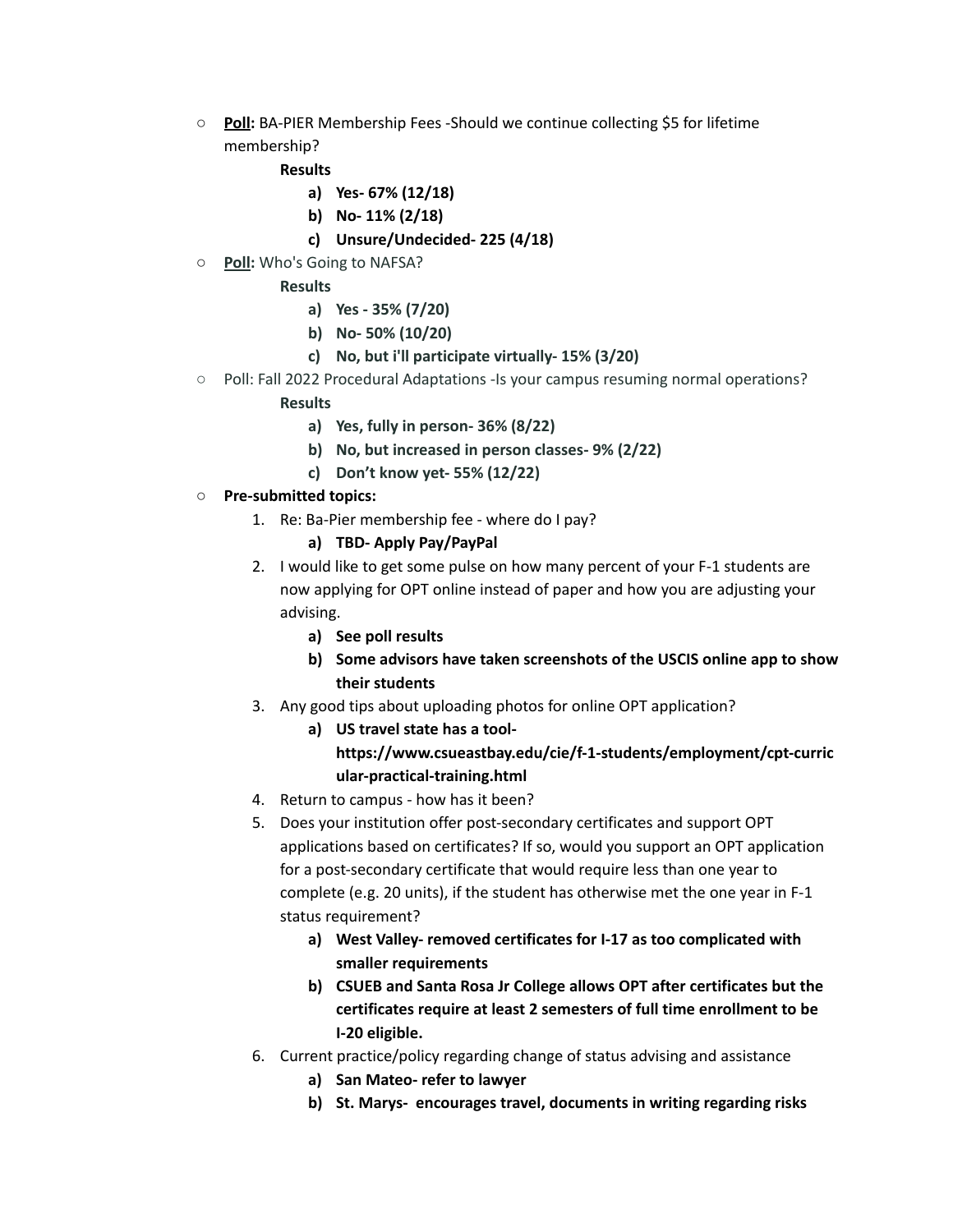- **Poll:** BA-PIER Membership Fees -Should we continue collecting $5 for lifetime membership?

  **Results**

  a) **Yes- 67% (12/18)**
  b) **No- 11% (2/18)**
  c) **Unsure/Undecided- 225 (4/18)**

- **Poll:** Who's Going to NAFSA?

  **Results**

  a) **Yes - 35% (7/20)**
  b) **No- 50% (10/20)**
  c) **No, but i'll participate virtually- 15% (3/20)**

- Poll: Fall 2022 Procedural Adaptations -Is your campus resuming normal operations?

  **Results**

  a) **Yes, fully in person- 36% (8/22)**
  b) **No, but increased in person classes- 9% (2/22)**
  c) **Don't know yet- 55% (12/22)**

- **Pre-submitted topics:**

  1. Re: Ba-Pier membership fee - where do I pay?
     a) **TBD- Apply Pay/PayPal**
  2. I would like to get some pulse on how many percent of your F-1 students are now applying for OPT online instead of paper and how you are adjusting your advising.
     a) **See poll results**
     b) **Some advisors have taken screenshots of the USCIS online app to show their students**
  3. Any good tips about uploading photos for online OPT application?
     a) **US travel state has a tool- https://www.csueastbay.edu/cie/f-1-students/employment/cpt-curricular-practical-training.html**
  4. Return to campus - how has it been?
  5. Does your institution offer post-secondary certificates and support OPT applications based on certificates? If so, would you support an OPT application for a post-secondary certificate that would require less than one year to complete (e.g. 20 units), if the student has otherwise met the one year in F-1 status requirement?
     a) **West Valley- removed certificates for I-17 as too complicated with smaller requirements**
     b) **CSUEB and Santa Rosa Jr College allows OPT after certificates but the certificates require at least 2 semesters of full time enrollment to be I-20 eligible.**
  6. Current practice/policy regarding change of status advising and assistance
     a) **San Mateo- refer to lawyer**
     b) **St. Marys- encourages travel, documents in writing regarding risks**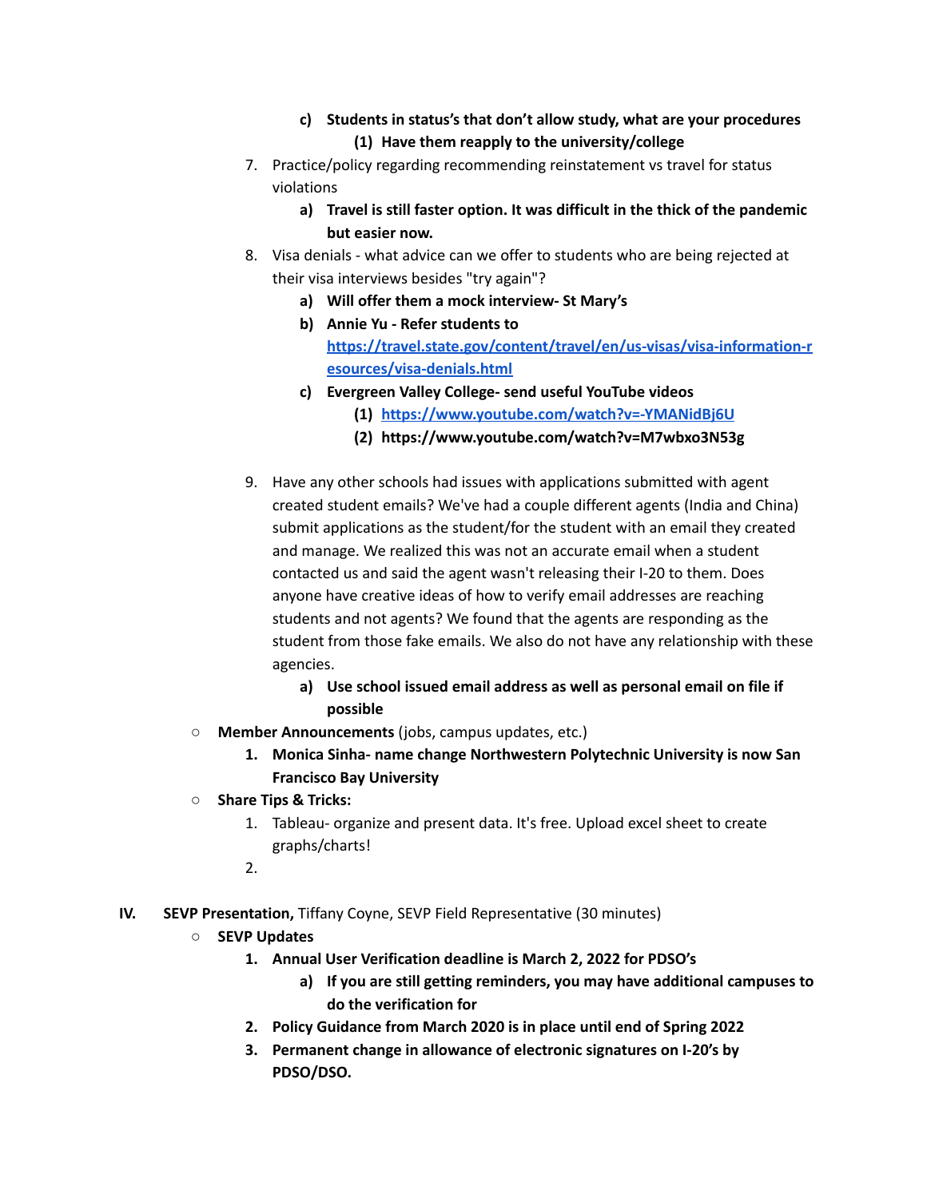c) **Students in status's that don't allow study, what are your procedures**
                (1) **Have them reapply to the university/college**

7. Practice/policy regarding recommending reinstatement vs travel for status violations
    a) **Travel is still faster option. It was difficult in the thick of the pandemic but easier now.**
8. Visa denials - what advice can we offer to students who are being rejected at their visa interviews besides "try again"?
    a) **Will offer them a mock interview- St Mary's**
    b) **Annie Yu - Refer students to [https://travel.state.gov/content/travel/en/us-visas/visa-information-resources/visa-denials.html](https://travel.state.gov/content/travel/en/us-visas/visa-information-resources/visa-denials.html)**
    c) **Evergreen Valley College- send useful YouTube videos**
        (1) **[https://www.youtube.com/watch?v=-YMANidBj6U](https://www.youtube.com/watch?v=-YMANidBj6U)**
        (2) **https://www.youtube.com/watch?v=M7wbxo3N53g**
9. Have any other schools had issues with applications submitted with agent created student emails? We've had a couple different agents (India and China) submit applications as the student/for the student with an email they created and manage. We realized this was not an accurate email when a student contacted us and said the agent wasn't releasing their I-20 to them. Does anyone have creative ideas of how to verify email addresses are reaching students and not agents? We found that the agents are responding as the student from those fake emails. We also do not have any relationship with these agencies.
    a) **Use school issued email address as well as personal email on file if possible**

- **Member Announcements** (jobs, campus updates, etc.)
    1. **Monica Sinha- name change Northwestern Polytechnic University is now San Francisco Bay University**
- **Share Tips & Tricks:**
    1. Tableau- organize and present data. It's free. Upload excel sheet to create graphs/charts!
    2.

IV. **SEVP Presentation,** Tiffany Coyne, SEVP Field Representative (30 minutes)

- **SEVP Updates**
    1. **Annual User Verification deadline is March 2, 2022 for PDSO's**
        a) **If you are still getting reminders, you may have additional campuses to do the verification for**
    2. **Policy Guidance from March 2020 is in place until end of Spring 2022**
    3. **Permanent change in allowance of electronic signatures on I-20's by PDSO/DSO.**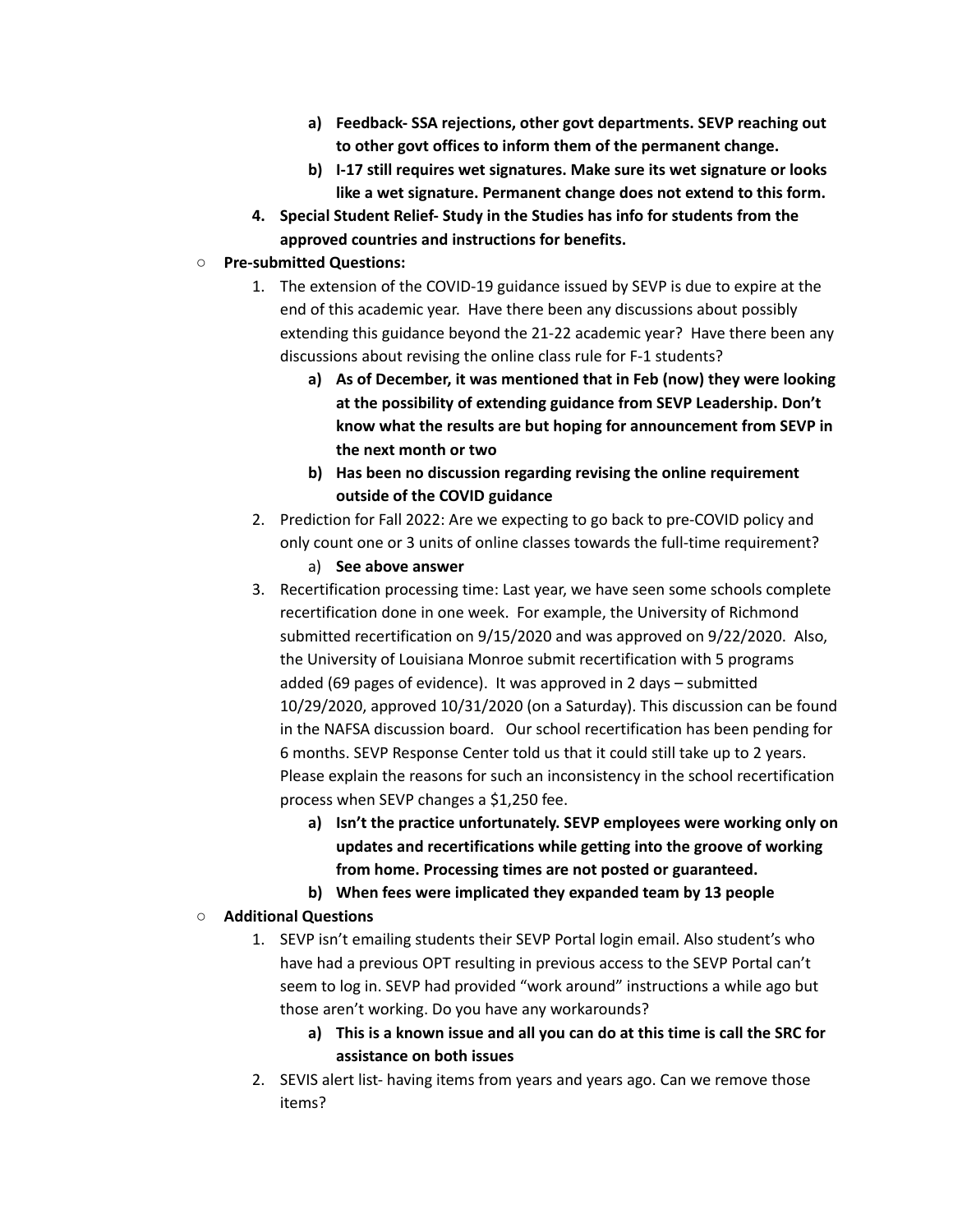- a) **Feedback- SSA rejections, other govt departments. SEVP reaching out to other govt offices to inform them of the permanent change.**
    - b) **I-17 still requires wet signatures. Make sure its wet signature or looks like a wet signature. Permanent change does not extend to this form.**
  4. **Special Student Relief- Study in the Studies has info for students from the approved countries and instructions for benefits.**

- **Pre-submitted Questions:**
  1. The extension of the COVID-19 guidance issued by SEVP is due to expire at the end of this academic year. Have there been any discussions about possibly extending this guidance beyond the 21-22 academic year? Have there been any discussions about revising the online class rule for F-1 students?
     - a) **As of December, it was mentioned that in Feb (now) they were looking at the possibility of extending guidance from SEVP Leadership. Don't know what the results are but hoping for announcement from SEVP in the next month or two**
     - b) **Has been no discussion regarding revising the online requirement outside of the COVID guidance**
  2. Prediction for Fall 2022: Are we expecting to go back to pre-COVID policy and only count one or 3 units of online classes towards the full-time requirement?
     - a) **See above answer**
  3. Recertification processing time: Last year, we have seen some schools complete recertification done in one week. For example, the University of Richmond submitted recertification on 9/15/2020 and was approved on 9/22/2020. Also, the University of Louisiana Monroe submit recertification with 5 programs added (69 pages of evidence). It was approved in 2 days – submitted 10/29/2020, approved 10/31/2020 (on a Saturday). This discussion can be found in the NAFSA discussion board. Our school recertification has been pending for 6 months. SEVP Response Center told us that it could still take up to 2 years. Please explain the reasons for such an inconsistency in the school recertification process when SEVP changes a $1,250 fee.
     - a) **Isn't the practice unfortunately. SEVP employees were working only on updates and recertifications while getting into the groove of working from home. Processing times are not posted or guaranteed.**
     - b) **When fees were implicated they expanded team by 13 people**

- **Additional Questions**
  1. SEVP isn't emailing students their SEVP Portal login email. Also student's who have had a previous OPT resulting in previous access to the SEVP Portal can't seem to log in. SEVP had provided "work around" instructions a while ago but those aren't working. Do you have any workarounds?
     - a) **This is a known issue and all you can do at this time is call the SRC for assistance on both issues**
  2. SEVIS alert list- having items from years and years ago. Can we remove those items?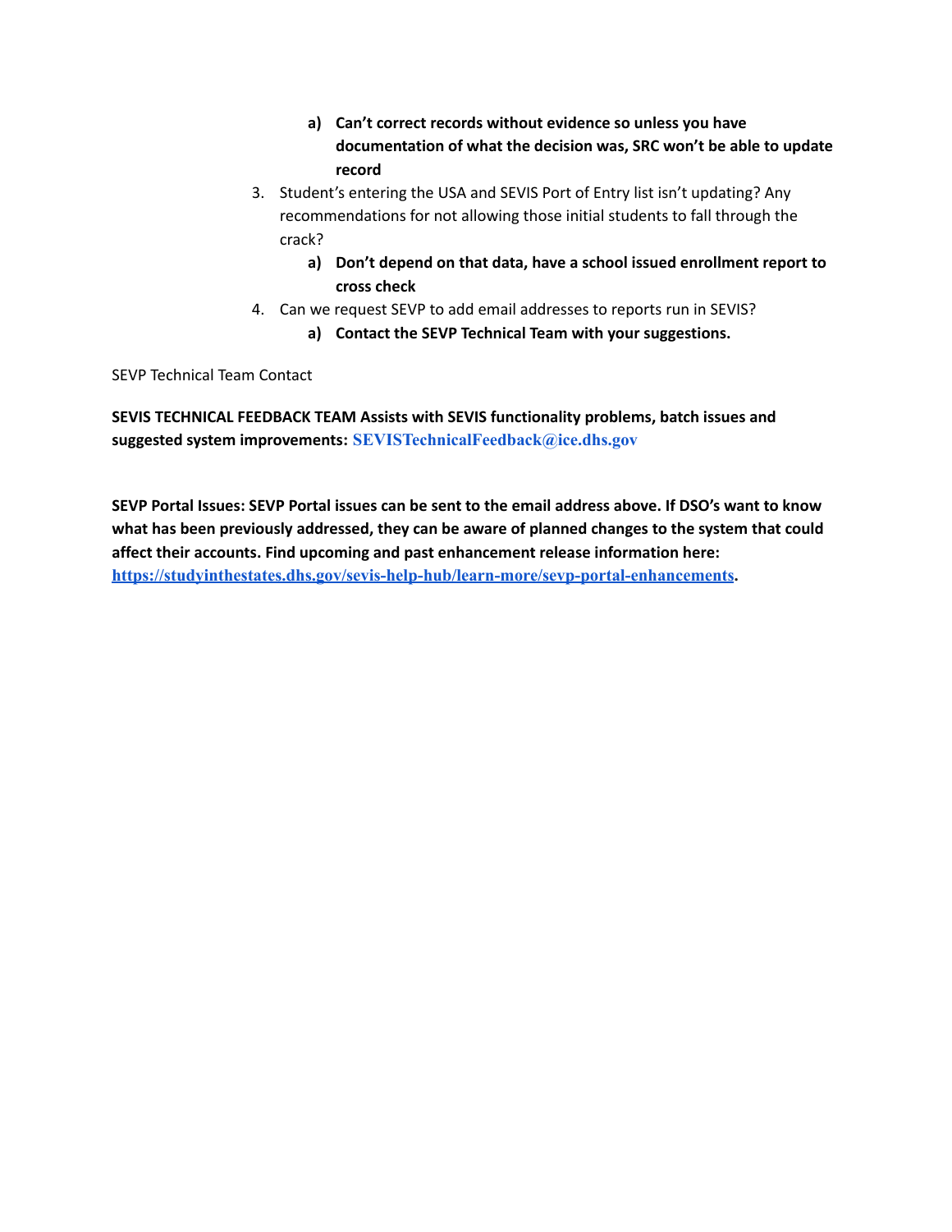a) **Can't correct records without evidence so unless you have documentation of what the decision was, SRC won't be able to update record**

3. Student's entering the USA and SEVIS Port of Entry list isn't updating? Any recommendations for not allowing those initial students to fall through the crack?
   a) **Don't depend on that data, have a school issued enrollment report to cross check**
4. Can we request SEVP to add email addresses to reports run in SEVIS?
   a) **Contact the SEVP Technical Team with your suggestions.**

SEVP Technical Team Contact

**SEVIS TECHNICAL FEEDBACK TEAM Assists with SEVIS functionality problems, batch issues and suggested system improvements: SEVISTechnicalFeedback@ice.dhs.gov**

**SEVP Portal Issues: SEVP Portal issues can be sent to the email address above. If DSO's want to know what has been previously addressed, they can be aware of planned changes to the system that could affect their accounts. Find upcoming and past enhancement release information here: https://studyinthestates.dhs.gov/sevis-help-hub/learn-more/sevp-portal-enhancements.**